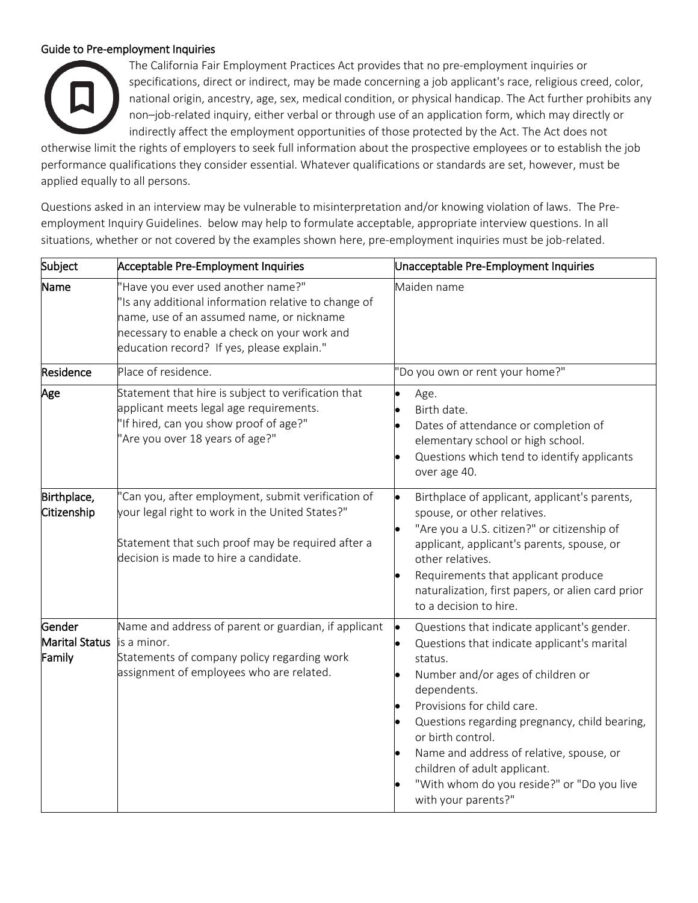## Guide to Pre-employment Inquiries

The California Fair Employment Practices Act provides that no pre-employment inquiries or specifications, direct or indirect, may be made concerning a job applicant's race, religious creed, color, national origin, ancestry, age, sex, medical condition, or physical handicap. The Act further prohibits any non–job-related inquiry, either verbal or through use of an application form, which may directly or indirectly affect the employment opportunities of those protected by the Act. The Act does not otherwise limit the rights of employers to seek full information about the prospective employees or to establish the job performance qualifications they consider essential. Whatever qualifications or standards are set, however, must be applied equally to all persons.

Questions asked in an interview may be vulnerable to misinterpretation and/or knowing violation of laws. The Pre-employment Inquiry Guidelines. below may help to formulate acceptable, appropriate interview questions. In all situations, whether or not covered by the examples shown here, pre-employment inquiries must be job-related.

| Subject | Acceptable Pre-Employment Inquiries | Unacceptable Pre-Employment Inquiries |
| --- | --- | --- |
| Name | "Have you ever used another name?"<br>"Is any additional information relative to change of name, use of an assumed name, or nickname necessary to enable a check on your work and education record? If yes, please explain." | Maiden name |
| Residence | Place of residence. | "Do you own or rent your home?" |
| Age | Statement that hire is subject to verification that applicant meets legal age requirements.<br>"If hired, can you show proof of age?"<br>"Are you over 18 years of age?" | • Age.<br>• Birth date.<br>• Dates of attendance or completion of elementary school or high school.<br>• Questions which tend to identify applicants over age 40. |
| Birthplace, Citizenship | "Can you, after employment, submit verification of your legal right to work in the United States?"<br><br>Statement that such proof may be required after a decision is made to hire a candidate. | • Birthplace of applicant, applicant's parents, spouse, or other relatives.<br>• "Are you a U.S. citizen?" or citizenship of applicant, applicant's parents, spouse, or other relatives.<br>• Requirements that applicant produce naturalization, first papers, or alien card prior to a decision to hire. |
| Gender<br>Marital Status<br>Family | Name and address of parent or guardian, if applicant is a minor.<br>Statements of company policy regarding work assignment of employees who are related. | • Questions that indicate applicant's gender.<br>• Questions that indicate applicant's marital status.<br>• Number and/or ages of children or dependents.<br>• Provisions for child care.<br>• Questions regarding pregnancy, child bearing, or birth control.<br>• Name and address of relative, spouse, or children of adult applicant.<br>• "With whom do you reside?" or "Do you live with your parents?" |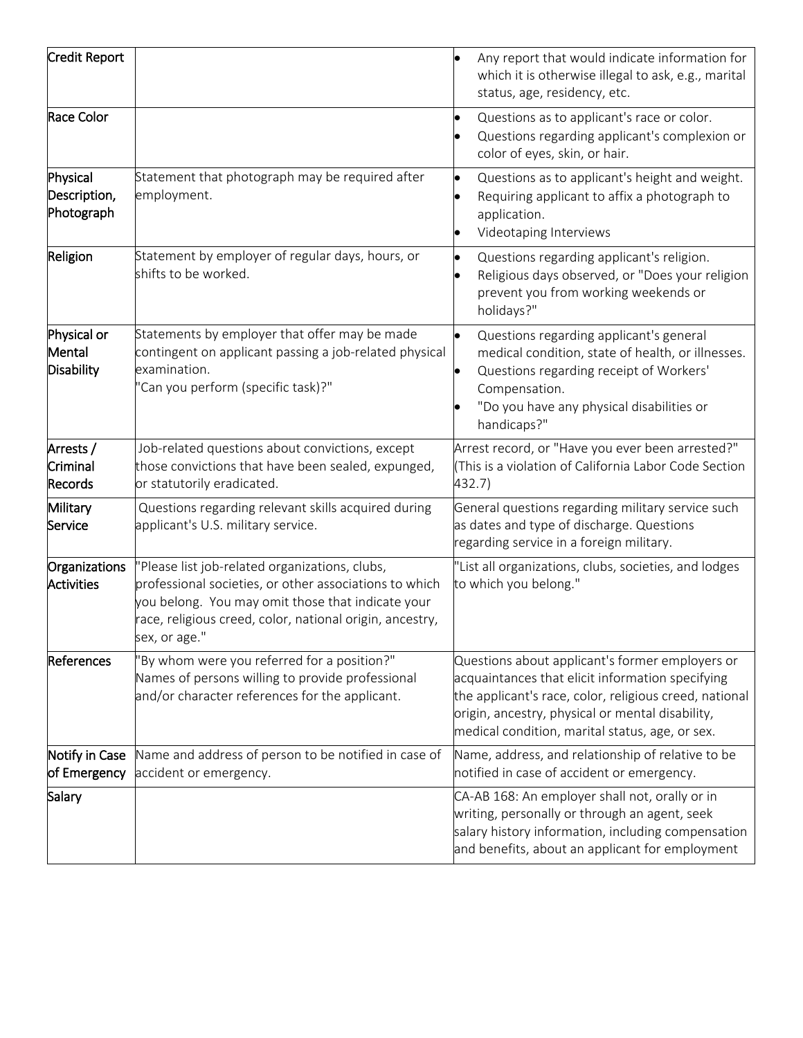| | | |
|---|---|---|
| Credit Report | | • Any report that would indicate information for which it is otherwise illegal to ask, e.g., marital status, age, residency, etc. |
| Race Color | | • Questions as to applicant's race or color.<br>• Questions regarding applicant's complexion or color of eyes, skin, or hair. |
| Physical Description, Photograph | Statement that photograph may be required after employment. | • Questions as to applicant's height and weight.<br>• Requiring applicant to affix a photograph to application.<br>• Videotaping Interviews |
| Religion | Statement by employer of regular days, hours, or shifts to be worked. | • Questions regarding applicant's religion.<br>• Religious days observed, or "Does your religion prevent you from working weekends or holidays?" |
| Physical or Mental Disability | Statements by employer that offer may be made contingent on applicant passing a job-related physical examination.<br>"Can you perform (specific task)?" | • Questions regarding applicant's general medical condition, state of health, or illnesses.<br>• Questions regarding receipt of Workers' Compensation.<br>• "Do you have any physical disabilities or handicaps?" |
| Arrests / Criminal Records | Job-related questions about convictions, except those convictions that have been sealed, expunged, or statutorily eradicated. | Arrest record, or "Have you ever been arrested?" (This is a violation of California Labor Code Section 432.7) |
| Military Service | Questions regarding relevant skills acquired during applicant's U.S. military service. | General questions regarding military service such as dates and type of discharge. Questions regarding service in a foreign military. |
| Organizations Activities | "Please list job-related organizations, clubs, professional societies, or other associations to which you belong. You may omit those that indicate your race, religious creed, color, national origin, ancestry, sex, or age." | "List all organizations, clubs, societies, and lodges to which you belong." |
| References | "By whom were you referred for a position?"<br>Names of persons willing to provide professional and/or character references for the applicant. | Questions about applicant's former employers or acquaintances that elicit information specifying the applicant's race, color, religious creed, national origin, ancestry, physical or mental disability, medical condition, marital status, age, or sex. |
| Notify in Case of Emergency | Name and address of person to be notified in case of accident or emergency. | Name, address, and relationship of relative to be notified in case of accident or emergency. |
| Salary | | CA-AB 168: An employer shall not, orally or in writing, personally or through an agent, seek salary history information, including compensation and benefits, about an applicant for employment |